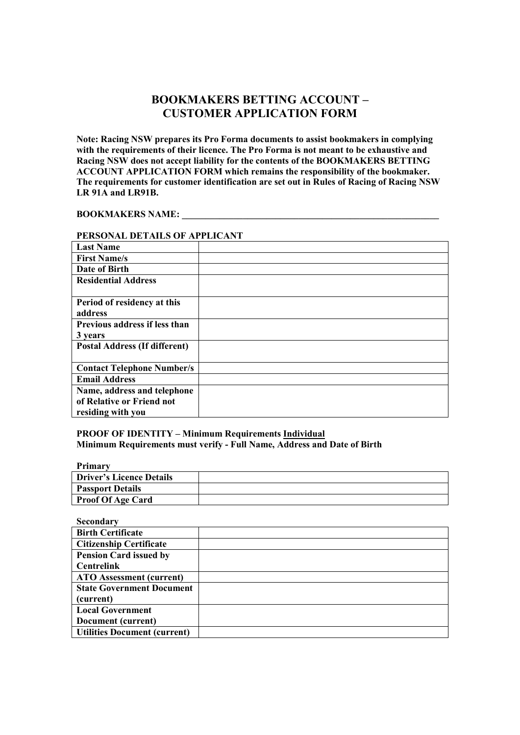# BOOKMAKERS BETTING ACCOUNT – CUSTOMER APPLICATION FORM

**Note: Racing NSW prepares its Pro Forma documents to assist bookmakers in complying with the requirements of their licence. The Pro Forma is not meant to be exhaustive and Racing NSW does not accept liability for the contents of the BOOKMAKERS BETTING ACCOUNT APPLICATION FORM which remains the responsibility of the bookmaker. The requirements for customer identification are set out in Rules of Racing of Racing NSW LR 91A and LR91B.**

**BOOKMAKERS NAME: \_\_\_\_\_\_\_\_\_\_\_\_\_\_\_\_\_\_\_\_\_\_\_\_\_\_\_\_\_\_\_\_\_\_\_\_\_\_\_\_\_\_\_\_\_\_\_\_\_\_\_\_\_\_\_\_**

**PERSONAL DETAILS OF APPLICANT**

| | |
|---|---|
| **Last Name** | |
| **First Name/s** | |
| **Date of Birth** | |
| **Residential Address** | |
| **Period of residency at this address** | |
| **Previous address if less than 3 years** | |
| **Postal Address (If different)** | |
| **Contact Telephone Number/s** | |
| **Email Address** | |
| **Name, address and telephone of Relative or Friend not residing with you** | |

**PROOF OF IDENTITY – Minimum Requirements <u>Individual</u>**
**Minimum Requirements must verify - Full Name, Address and Date of Birth**

**Primary**

| | |
|---|---|
| **Driver's Licence Details** | |
| **Passport Details** | |
| **Proof Of Age Card** | |

**Secondary**

| | |
|---|---|
| **Birth Certificate** | |
| **Citizenship Certificate** | |
| **Pension Card issued by Centrelink** | |
| **ATO Assessment (current)** | |
| **State Government Document (current)** | |
| **Local Government Document (current)** | |
| **Utilities Document (current)** | |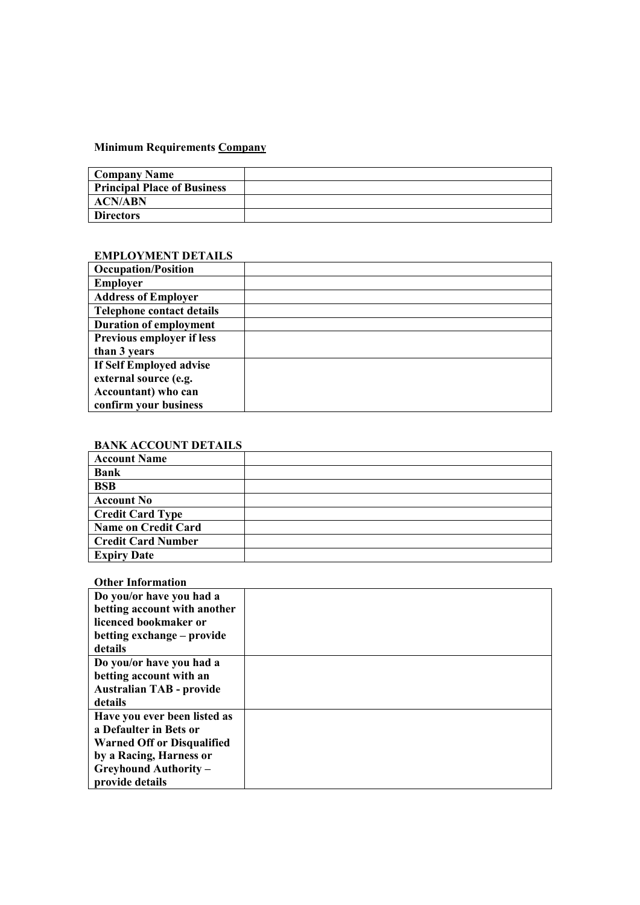**Minimum Requirements <u>Company</u>**

| | |
|---|---|
| **Company Name** | |
| **Principal Place of Business** | |
| **ACN/ABN** | |
| **Directors** | |

**EMPLOYMENT DETAILS**

| | |
|---|---|
| **Occupation/Position** | |
| **Employer** | |
| **Address of Employer** | |
| **Telephone contact details** | |
| **Duration of employment** | |
| **Previous employer if less than 3 years** | |
| **If Self Employed advise external source (e.g. Accountant) who can confirm your business** | |

**BANK ACCOUNT DETAILS**

| | |
|---|---|
| **Account Name** | |
| **Bank** | |
| **BSB** | |
| **Account No** | |
| **Credit Card Type** | |
| **Name on Credit Card** | |
| **Credit Card Number** | |
| **Expiry Date** | |

**Other Information**

| | |
|---|---|
| **Do you/or have you had a betting account with another licenced bookmaker or betting exchange – provide details** | |
| **Do you/or have you had a betting account with an Australian TAB - provide details** | |
| **Have you ever been listed as a Defaulter in Bets or Warned Off or Disqualified by a Racing, Harness or Greyhound Authority – provide details** | |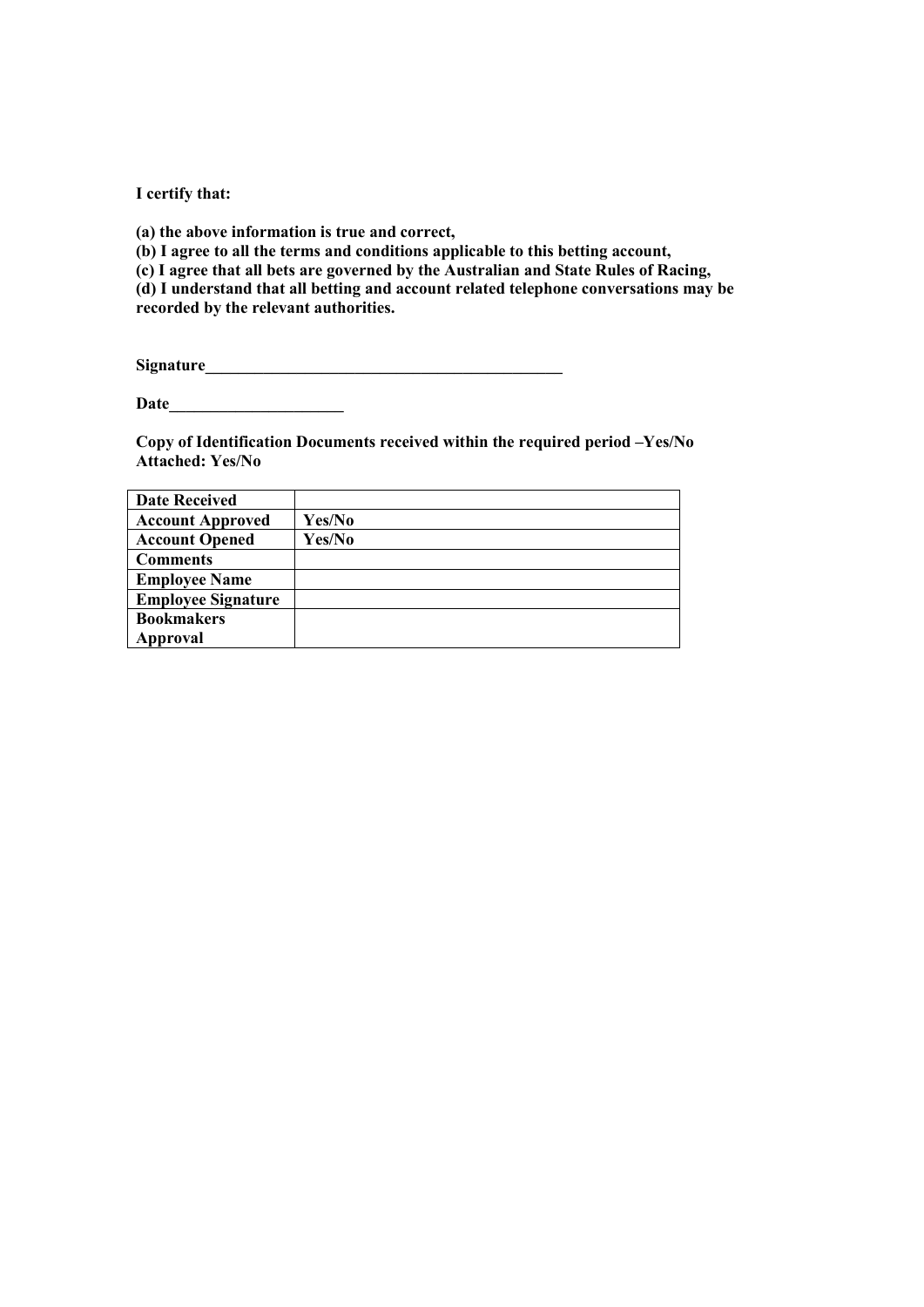**I certify that:**

**(a) the above information is true and correct,**
**(b) I agree to all the terms and conditions applicable to this betting account,**
**(c) I agree that all bets are governed by the Australian and State Rules of Racing,**
**(d) I understand that all betting and account related telephone conversations may be recorded by the relevant authorities.**

**Signature___________________________________________**

**Date_____________________**

**Copy of Identification Documents received within the required period –Yes/No**
**Attached: Yes/No**

| | |
|---|---|
| **Date Received** | |
| **Account Approved** | **Yes/No** |
| **Account Opened** | **Yes/No** |
| **Comments** | |
| **Employee Name** | |
| **Employee Signature** | |
| **Bookmakers Approval** | |